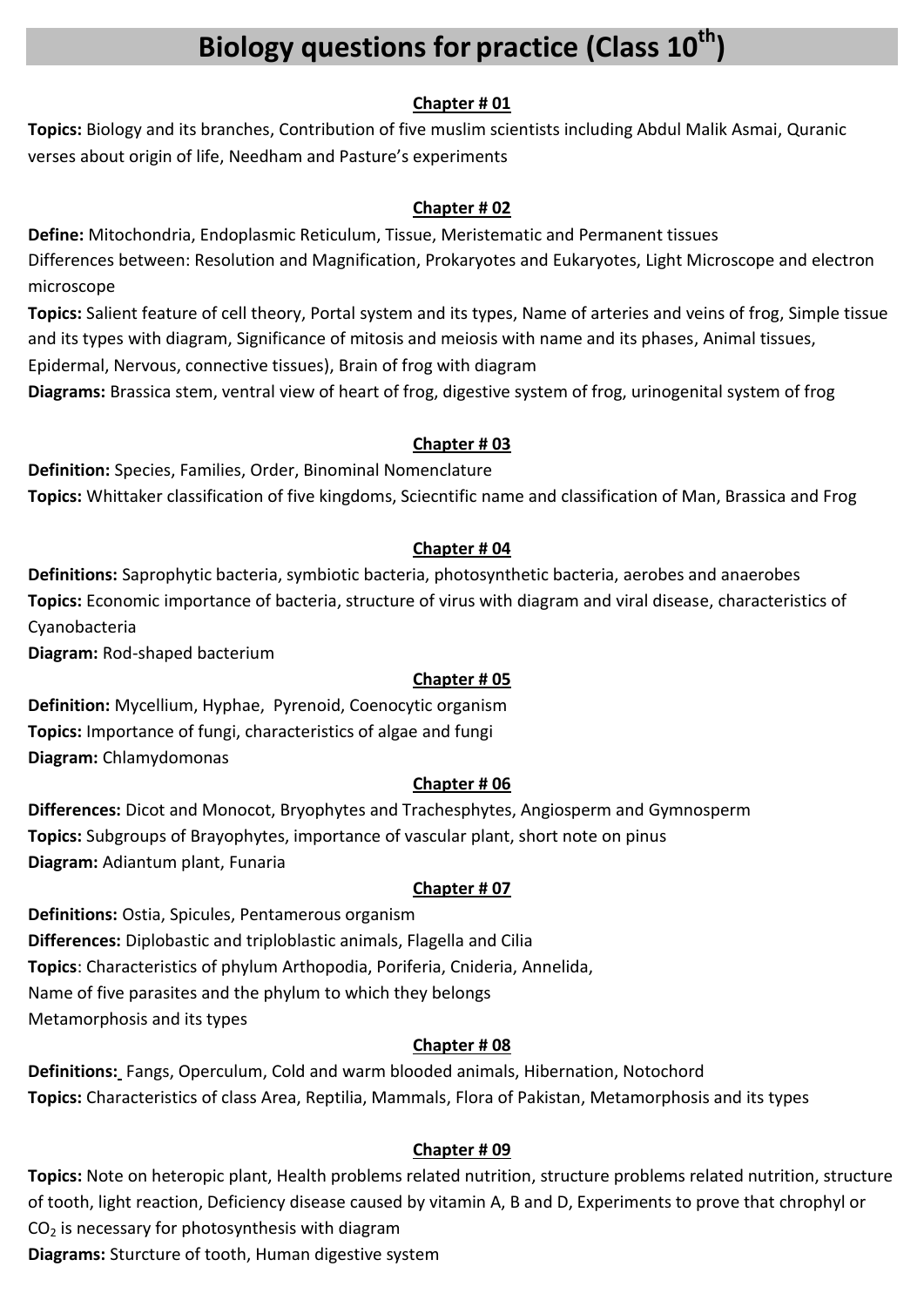# Biology questions for practice (Class 10th)

**Chapter # 01**

**Topics:** Biology and its branches, Contribution of five muslim scientists including Abdul Malik Asmai, Quranic verses about origin of life, Needham and Pasture's experiments

**Chapter # 02**

**Define:** Mitochondria, Endoplasmic Reticulum, Tissue, Meristematic and Permanent tissues

Differences between: Resolution and Magnification, Prokaryotes and Eukaryotes, Light Microscope and electron microscope

**Topics:** Salient feature of cell theory, Portal system and its types, Name of arteries and veins of frog, Simple tissue and its types with diagram, Significance of mitosis and meiosis with name and its phases, Animal tissues, Epidermal, Nervous, connective tissues), Brain of frog with diagram

**Diagrams:** Brassica stem, ventral view of heart of frog, digestive system of frog, urinogenital system of frog

**Chapter # 03**

**Definition:** Species, Families, Order, Binominal Nomenclature

**Topics:** Whittaker classification of five kingdoms, Sciecntific name and classification of Man, Brassica and Frog

**Chapter # 04**

**Definitions:** Saprophytic bacteria, symbiotic bacteria, photosynthetic bacteria, aerobes and anaerobes

**Topics:** Economic importance of bacteria, structure of virus with diagram and viral disease, characteristics of Cyanobacteria

**Diagram:** Rod-shaped bacterium

**Chapter # 05**

**Definition:** Mycellium, Hyphae, Pyrenoid, Coenocytic organism

**Topics:** Importance of fungi, characteristics of algae and fungi

**Diagram:** Chlamydomonas

**Chapter # 06**

**Differences:** Dicot and Monocot, Bryophytes and Trachesphytes, Angiosperm and Gymnosperm

**Topics:** Subgroups of Brayophytes, importance of vascular plant, short note on pinus

**Diagram:** Adiantum plant, Funaria

**Chapter # 07**

**Definitions:** Ostia, Spicules, Pentamerous organism

**Differences:** Diplobastic and triploblastic animals, Flagella and Cilia

**Topics**: Characteristics of phylum Arthopodia, Poriferia, Cnideria, Annelida,
Name of five parasites and the phylum to which they belongs
Metamorphosis and its types

**Chapter # 08**

**Definitions:** Fangs, Operculum, Cold and warm blooded animals, Hibernation, Notochord

**Topics:** Characteristics of class Area, Reptilia, Mammals, Flora of Pakistan, Metamorphosis and its types

**Chapter # 09**

**Topics:** Note on heteropic plant, Health problems related nutrition, structure problems related nutrition, structure of tooth, light reaction, Deficiency disease caused by vitamin A, B and D, Experiments to prove that chrophyl or $CO_2$ is necessary for photosynthesis with diagram

**Diagrams:** Sturcture of tooth, Human digestive system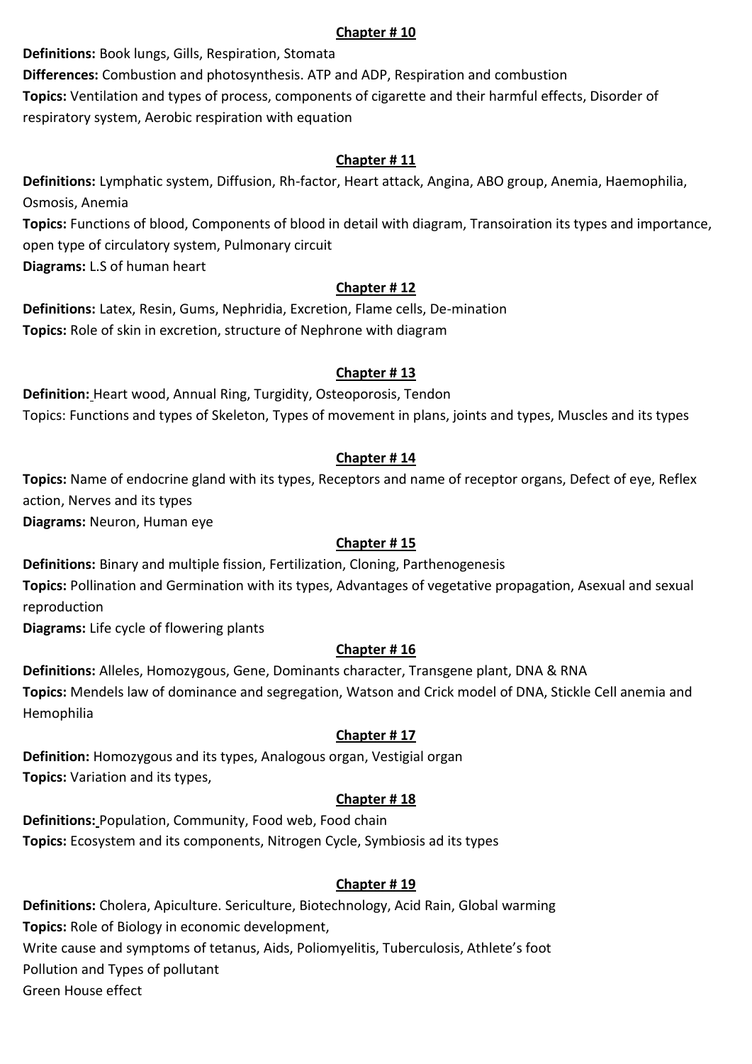## Chapter # 10

**Definitions:** Book lungs, Gills, Respiration, Stomata

**Differences:** Combustion and photosynthesis. ATP and ADP, Respiration and combustion

**Topics:** Ventilation and types of process, components of cigarette and their harmful effects, Disorder of respiratory system, Aerobic respiration with equation

## Chapter # 11

**Definitions:** Lymphatic system, Diffusion, Rh-factor, Heart attack, Angina, ABO group, Anemia, Haemophilia, Osmosis, Anemia

**Topics:** Functions of blood, Components of blood in detail with diagram, Transoiration its types and importance, open type of circulatory system, Pulmonary circuit

**Diagrams:** L.S of human heart

## Chapter # 12

**Definitions:** Latex, Resin, Gums, Nephridia, Excretion, Flame cells, De-mination

**Topics:** Role of skin in excretion, structure of Nephrone with diagram

## Chapter # 13

**Definition:** Heart wood, Annual Ring, Turgidity, Osteoporosis, Tendon

Topics: Functions and types of Skeleton, Types of movement in plans, joints and types, Muscles and its types

## Chapter # 14

**Topics:** Name of endocrine gland with its types, Receptors and name of receptor organs, Defect of eye, Reflex action, Nerves and its types

**Diagrams:** Neuron, Human eye

## Chapter # 15

**Definitions:** Binary and multiple fission, Fertilization, Cloning, Parthenogenesis

**Topics:** Pollination and Germination with its types, Advantages of vegetative propagation, Asexual and sexual reproduction

**Diagrams:** Life cycle of flowering plants

## Chapter # 16

**Definitions:** Alleles, Homozygous, Gene, Dominants character, Transgene plant, DNA & RNA

**Topics:** Mendels law of dominance and segregation, Watson and Crick model of DNA, Stickle Cell anemia and Hemophilia

## Chapter # 17

**Definition:** Homozygous and its types, Analogous organ, Vestigial organ

**Topics:** Variation and its types,

## Chapter # 18

**Definitions:** Population, Community, Food web, Food chain

**Topics:** Ecosystem and its components, Nitrogen Cycle, Symbiosis ad its types

## Chapter # 19

**Definitions:** Cholera, Apiculture. Sericulture, Biotechnology, Acid Rain, Global warming

**Topics:** Role of Biology in economic development,

Write cause and symptoms of tetanus, Aids, Poliomyelitis, Tuberculosis, Athlete's foot

Pollution and Types of pollutant

Green House effect